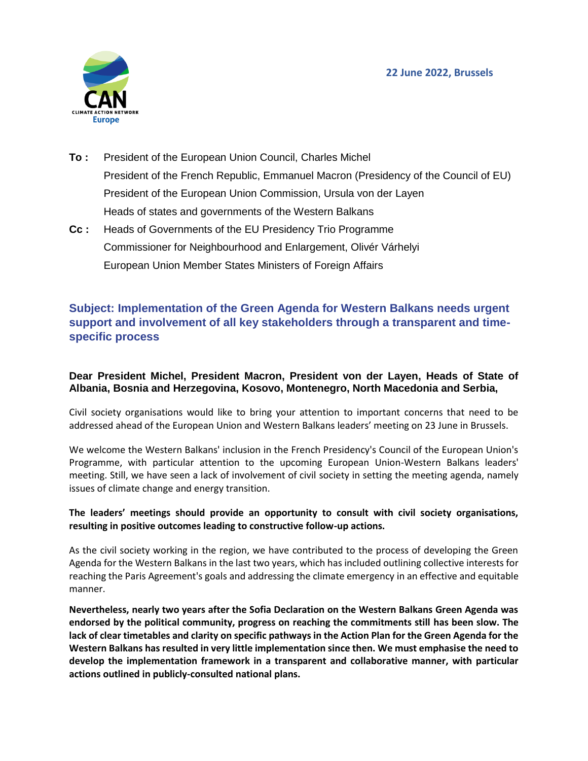**22 June 2022, Brussels**

**To :** President of the European Union Council, Charles Michel
President of the French Republic, Emmanuel Macron (Presidency of the Council of EU)
President of the European Union Commission, Ursula von der Layen
Heads of states and governments of the Western Balkans

**Cc :** Heads of Governments of the EU Presidency Trio Programme
Commissioner for Neighbourhood and Enlargement, Olivér Várhelyi
European Union Member States Ministers of Foreign Affairs

## Subject: Implementation of the Green Agenda for Western Balkans needs urgent support and involvement of all key stakeholders through a transparent and time-specific process

**Dear President Michel, President Macron, President von der Layen, Heads of State of Albania, Bosnia and Herzegovina, Kosovo, Montenegro, North Macedonia and Serbia,**

Civil society organisations would like to bring your attention to important concerns that need to be addressed ahead of the European Union and Western Balkans leaders' meeting on 23 June in Brussels.

We welcome the Western Balkans' inclusion in the French Presidency's Council of the European Union's Programme, with particular attention to the upcoming European Union-Western Balkans leaders' meeting. Still, we have seen a lack of involvement of civil society in setting the meeting agenda, namely issues of climate change and energy transition.

**The leaders' meetings should provide an opportunity to consult with civil society organisations, resulting in positive outcomes leading to constructive follow-up actions.**

As the civil society working in the region, we have contributed to the process of developing the Green Agenda for the Western Balkans in the last two years, which has included outlining collective interests for reaching the Paris Agreement's goals and addressing the climate emergency in an effective and equitable manner.

**Nevertheless, nearly two years after the Sofia Declaration on the Western Balkans Green Agenda was endorsed by the political community, progress on reaching the commitments still has been slow. The lack of clear timetables and clarity on specific pathways in the Action Plan for the Green Agenda for the Western Balkans has resulted in very little implementation since then. We must emphasise the need to develop the implementation framework in a transparent and collaborative manner, with particular actions outlined in publicly-consulted national plans.**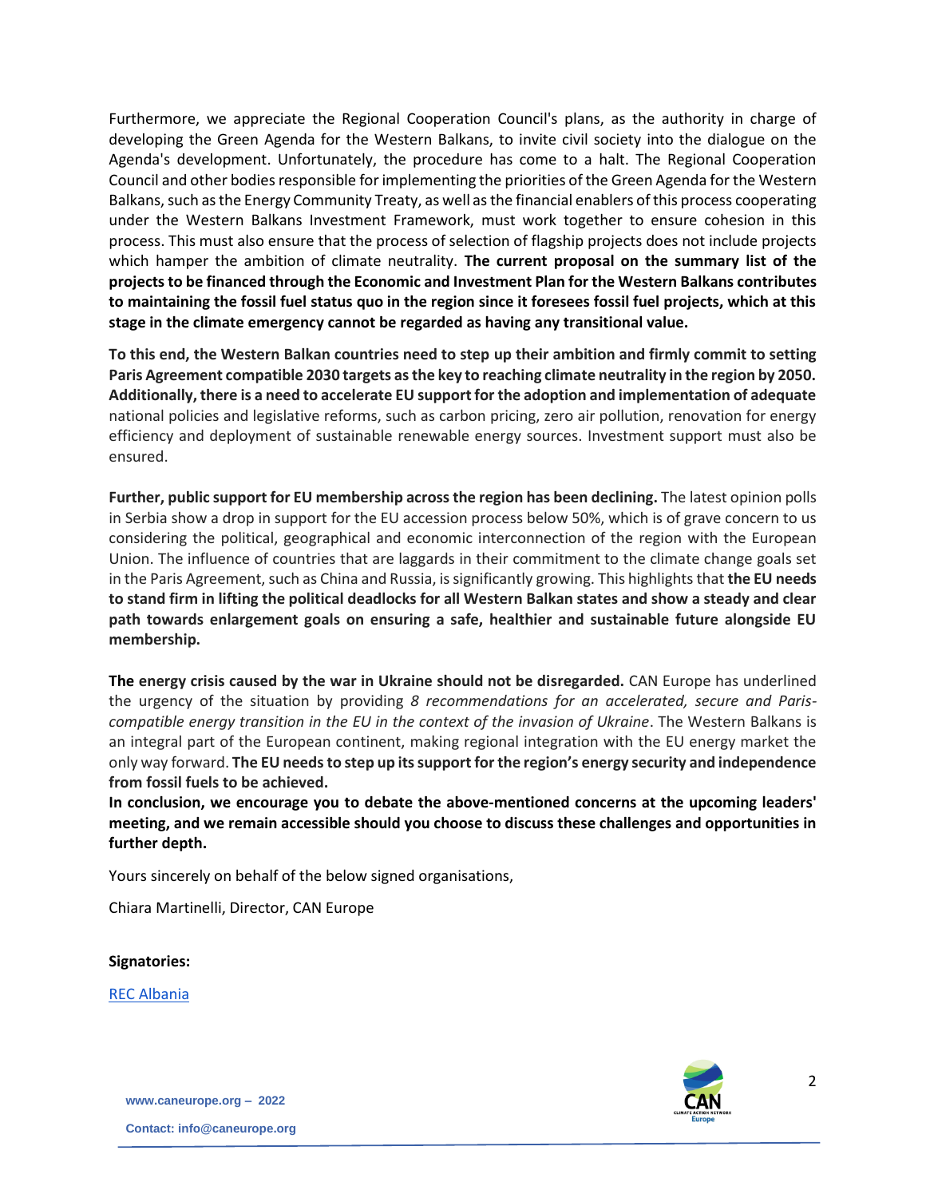Furthermore, we appreciate the Regional Cooperation Council's plans, as the authority in charge of developing the Green Agenda for the Western Balkans, to invite civil society into the dialogue on the Agenda's development. Unfortunately, the procedure has come to a halt. The Regional Cooperation Council and other bodies responsible for implementing the priorities of the Green Agenda for the Western Balkans, such as the Energy Community Treaty, as well as the financial enablers of this process cooperating under the Western Balkans Investment Framework, must work together to ensure cohesion in this process. This must also ensure that the process of selection of flagship projects does not include projects which hamper the ambition of climate neutrality. **The current proposal on the summary list of the projects to be financed through the Economic and Investment Plan for the Western Balkans contributes to maintaining the fossil fuel status quo in the region since it foresees fossil fuel projects, which at this stage in the climate emergency cannot be regarded as having any transitional value.**

**To this end, the Western Balkan countries need to step up their ambition and firmly commit to setting Paris Agreement compatible 2030 targets as the key to reaching climate neutrality in the region by 2050. Additionally, there is a need to accelerate EU support for the adoption and implementation of adequate** national policies and legislative reforms, such as carbon pricing, zero air pollution, renovation for energy efficiency and deployment of sustainable renewable energy sources. Investment support must also be ensured.

**Further, public support for EU membership across the region has been declining.** The latest opinion polls in Serbia show a drop in support for the EU accession process below 50%, which is of grave concern to us considering the political, geographical and economic interconnection of the region with the European Union. The influence of countries that are laggards in their commitment to the climate change goals set in the Paris Agreement, such as China and Russia, is significantly growing. This highlights that **the EU needs to stand firm in lifting the political deadlocks for all Western Balkan states and show a steady and clear path towards enlargement goals on ensuring a safe, healthier and sustainable future alongside EU membership.**

**The energy crisis caused by the war in Ukraine should not be disregarded.** CAN Europe has underlined the urgency of the situation by providing *8 recommendations for an accelerated, secure and Paris-compatible energy transition in the EU in the context of the invasion of Ukraine*. The Western Balkans is an integral part of the European continent, making regional integration with the EU energy market the only way forward. **The EU needs to step up its support for the region's energy security and independence from fossil fuels to be achieved.**

**In conclusion, we encourage you to debate the above-mentioned concerns at the upcoming leaders' meeting, and we remain accessible should you choose to discuss these challenges and opportunities in further depth.**

Yours sincerely on behalf of the below signed organisations,

Chiara Martinelli, Director, CAN Europe

**Signatories:**

REC Albania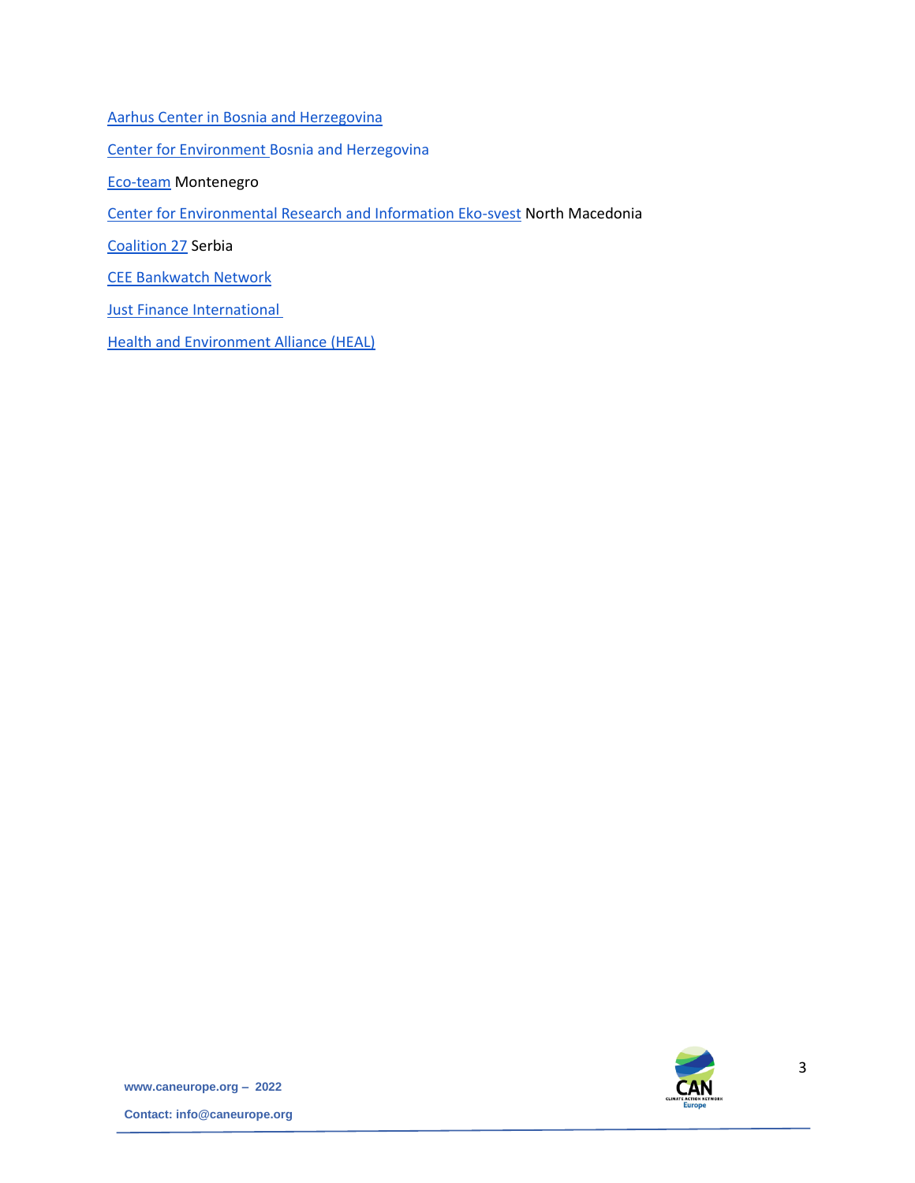Aarhus Center in Bosnia and Herzegovina

Center for Environment Bosnia and Herzegovina

Eco-team Montenegro

Center for Environmental Research and Information Eko-svest North Macedonia

Coalition 27 Serbia

CEE Bankwatch Network

Just Finance International

Health and Environment Alliance (HEAL)